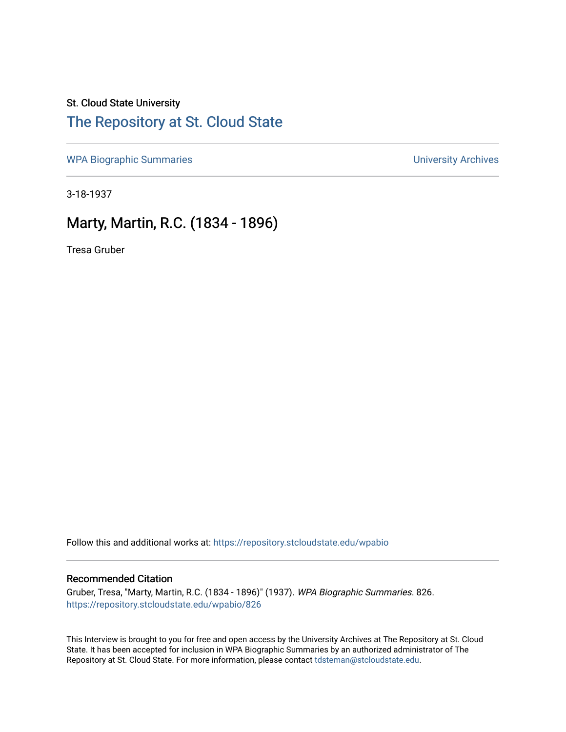St. Cloud State University

# The Repository at St. Cloud State

WPA Biographic Summaries

University Archives

3-18-1937

## Marty, Martin, R.C. (1834 - 1896)

Tresa Gruber

Follow this and additional works at: https://repository.stcloudstate.edu/wpabio

### Recommended Citation

Gruber, Tresa, "Marty, Martin, R.C. (1834 - 1896)" (1937). *WPA Biographic Summaries*. 826.
https://repository.stcloudstate.edu/wpabio/826

This Interview is brought to you for free and open access by the University Archives at The Repository at St. Cloud State. It has been accepted for inclusion in WPA Biographic Summaries by an authorized administrator of The Repository at St. Cloud State. For more information, please contact tdsteman@stcloudstate.edu.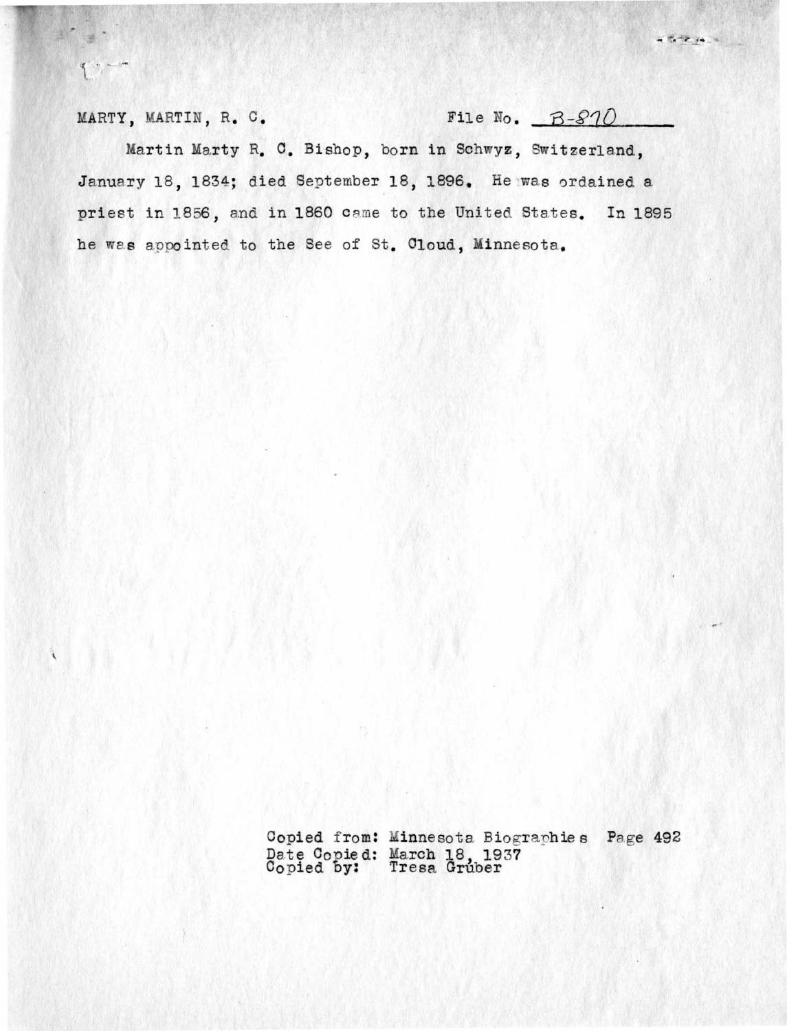MARTY, MARTIN, R. C. File No. B-870

Martin Marty R. C. Bishop, born in Schwyz, Switzerland, January 18, 1834; died September 18, 1896. He was ordained a priest in 1856, and in 1860 came to the United States. In 1895 he was appointed to the See of St. Cloud, Minnesota.

Copied from: Minnesota Biographies Page 492
Date Copied: March 18, 1937
Copied by: Tresa Grúber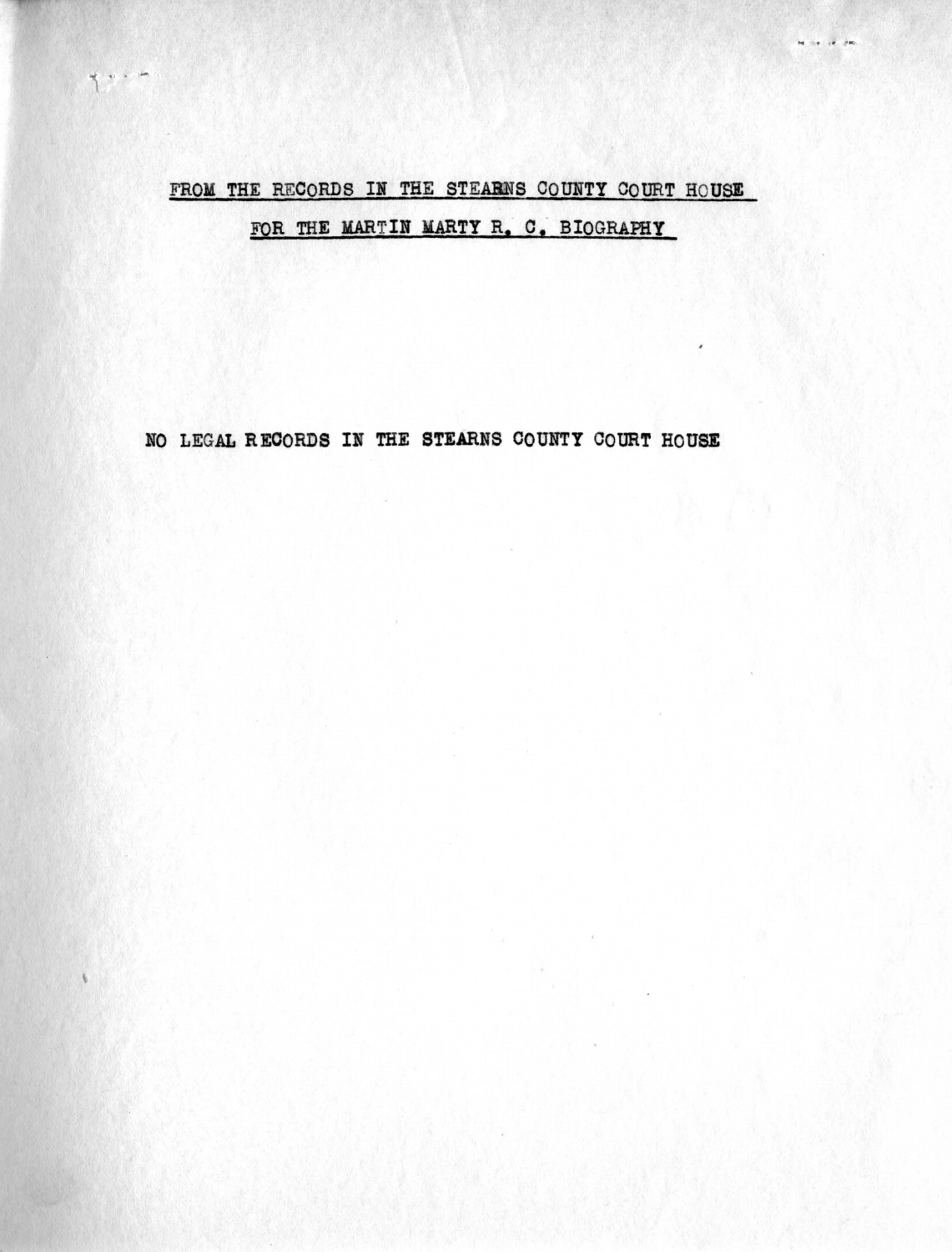FROM THE RECORDS IN THE STEARNS COUNTY COURT HOUSE

FOR THE MARTIN MARTY R. C. BIOGRAPHY

NO LEGAL RECORDS IN THE STEARNS COUNTY COURT HOUSE